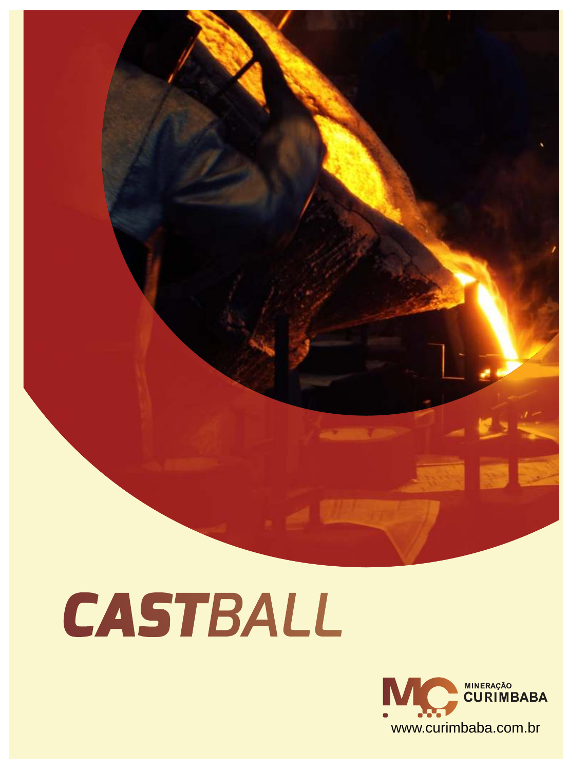# CASTBALL

MINERAÇÃO CURIMBABA

www.curimbaba.com.br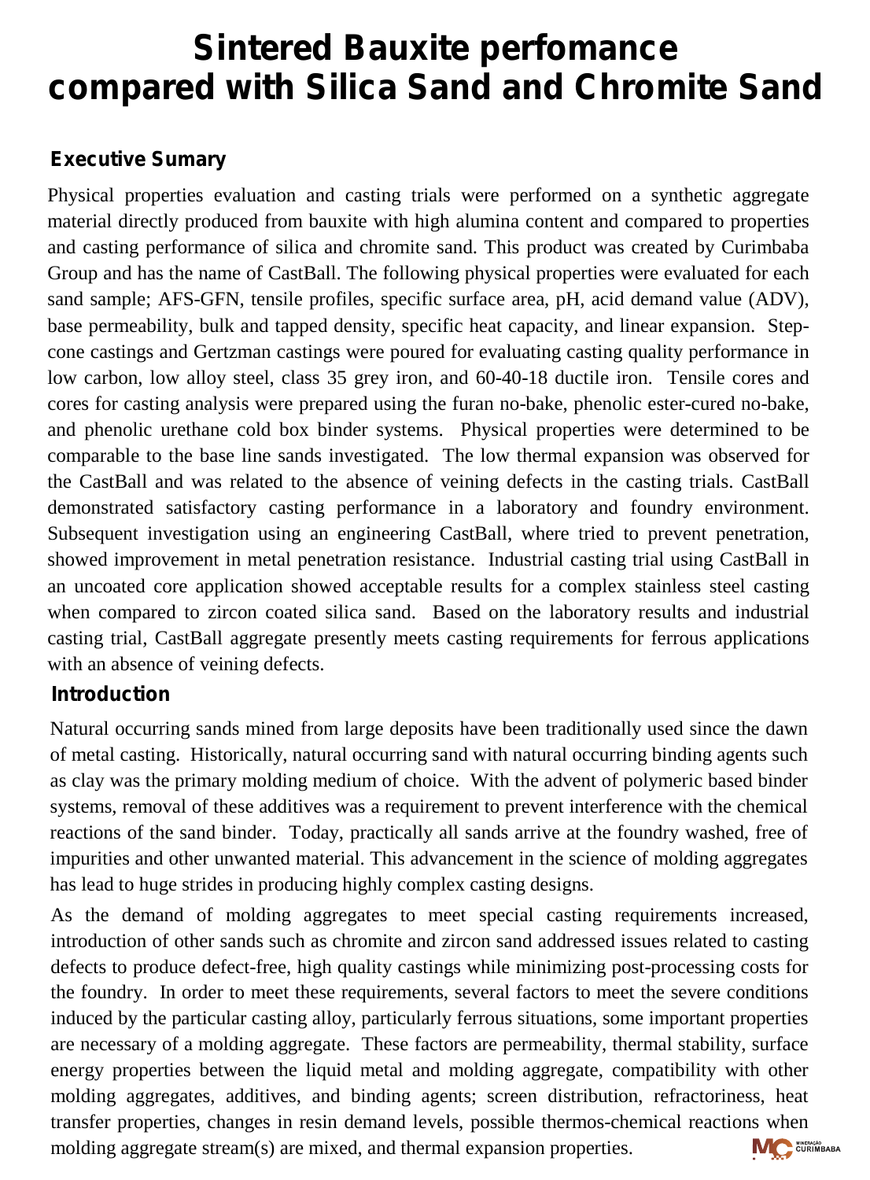# Sintered Bauxite perfomance compared with Silica Sand and Chromite Sand

## Executive Sumary

Physical properties evaluation and casting trials were performed on a synthetic aggregate material directly produced from bauxite with high alumina content and compared to properties and casting performance of silica and chromite sand. This product was created by Curimbaba Group and has the name of CastBall. The following physical properties were evaluated for each sand sample; AFS-GFN, tensile profiles, specific surface area, pH, acid demand value (ADV), base permeability, bulk and tapped density, specific heat capacity, and linear expansion. Step-cone castings and Gertzman castings were poured for evaluating casting quality performance in low carbon, low alloy steel, class 35 grey iron, and 60-40-18 ductile iron. Tensile cores and cores for casting analysis were prepared using the furan no-bake, phenolic ester-cured no-bake, and phenolic urethane cold box binder systems. Physical properties were determined to be comparable to the base line sands investigated. The low thermal expansion was observed for the CastBall and was related to the absence of veining defects in the casting trials. CastBall demonstrated satisfactory casting performance in a laboratory and foundry environment. Subsequent investigation using an engineering CastBall, where tried to prevent penetration, showed improvement in metal penetration resistance. Industrial casting trial using CastBall in an uncoated core application showed acceptable results for a complex stainless steel casting when compared to zircon coated silica sand. Based on the laboratory results and industrial casting trial, CastBall aggregate presently meets casting requirements for ferrous applications with an absence of veining defects.

## Introduction

Natural occurring sands mined from large deposits have been traditionally used since the dawn of metal casting. Historically, natural occurring sand with natural occurring binding agents such as clay was the primary molding medium of choice. With the advent of polymeric based binder systems, removal of these additives was a requirement to prevent interference with the chemical reactions of the sand binder. Today, practically all sands arrive at the foundry washed, free of impurities and other unwanted material. This advancement in the science of molding aggregates has lead to huge strides in producing highly complex casting designs.

As the demand of molding aggregates to meet special casting requirements increased, introduction of other sands such as chromite and zircon sand addressed issues related to casting defects to produce defect-free, high quality castings while minimizing post-processing costs for the foundry. In order to meet these requirements, several factors to meet the severe conditions induced by the particular casting alloy, particularly ferrous situations, some important properties are necessary of a molding aggregate. These factors are permeability, thermal stability, surface energy properties between the liquid metal and molding aggregate, compatibility with other molding aggregates, additives, and binding agents; screen distribution, refractoriness, heat transfer properties, changes in resin demand levels, possible thermos-chemical reactions when molding aggregate stream(s) are mixed, and thermal expansion properties.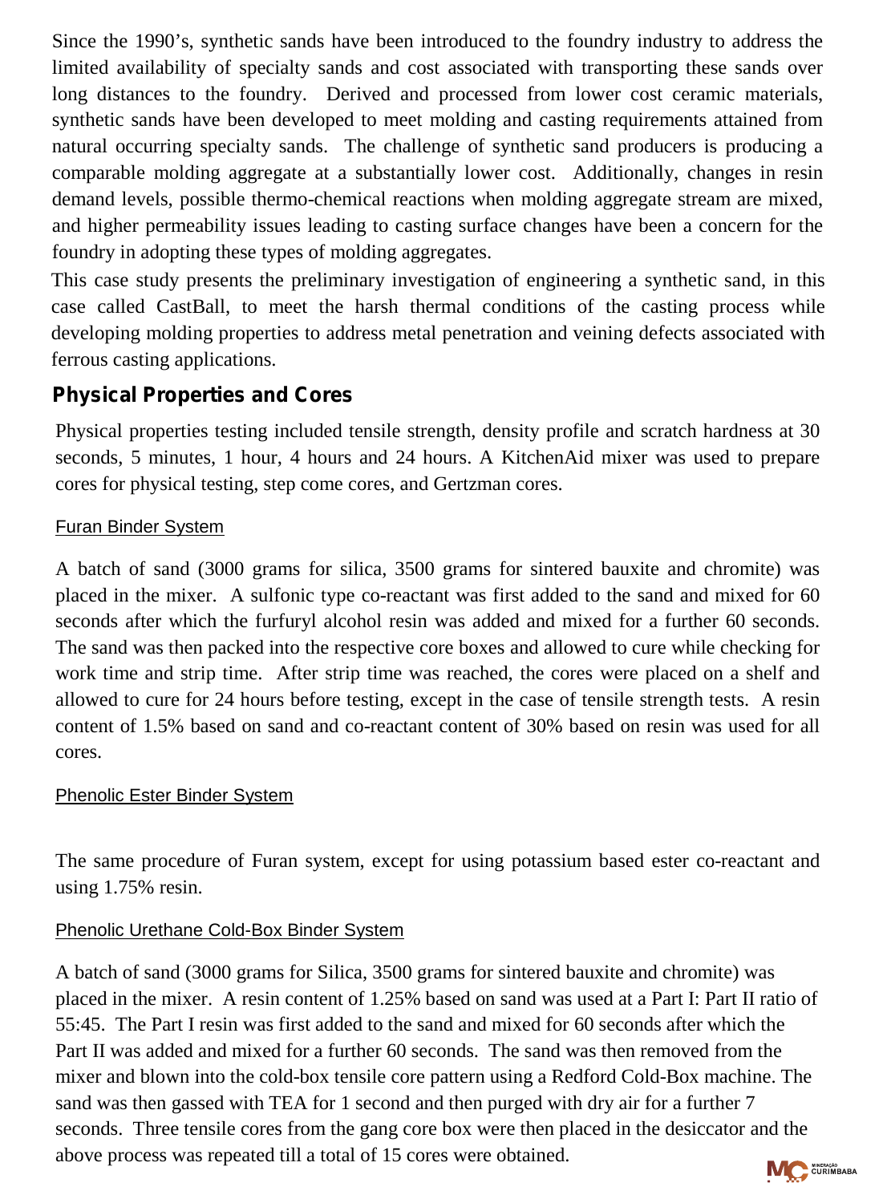Since the 1990's, synthetic sands have been introduced to the foundry industry to address the limited availability of specialty sands and cost associated with transporting these sands over long distances to the foundry. Derived and processed from lower cost ceramic materials, synthetic sands have been developed to meet molding and casting requirements attained from natural occurring specialty sands. The challenge of synthetic sand producers is producing a comparable molding aggregate at a substantially lower cost. Additionally, changes in resin demand levels, possible thermo-chemical reactions when molding aggregate stream are mixed, and higher permeability issues leading to casting surface changes have been a concern for the foundry in adopting these types of molding aggregates.

This case study presents the preliminary investigation of engineering a synthetic sand, in this case called CastBall, to meet the harsh thermal conditions of the casting process while developing molding properties to address metal penetration and veining defects associated with ferrous casting applications.

## Physical Properties and Cores

Physical properties testing included tensile strength, density profile and scratch hardness at 30 seconds, 5 minutes, 1 hour, 4 hours and 24 hours. A KitchenAid mixer was used to prepare cores for physical testing, step come cores, and Gertzman cores.

### Furan Binder System

A batch of sand (3000 grams for silica, 3500 grams for sintered bauxite and chromite) was placed in the mixer. A sulfonic type co-reactant was first added to the sand and mixed for 60 seconds after which the furfuryl alcohol resin was added and mixed for a further 60 seconds. The sand was then packed into the respective core boxes and allowed to cure while checking for work time and strip time. After strip time was reached, the cores were placed on a shelf and allowed to cure for 24 hours before testing, except in the case of tensile strength tests. A resin content of 1.5% based on sand and co-reactant content of 30% based on resin was used for all cores.

### Phenolic Ester Binder System

The same procedure of Furan system, except for using potassium based ester co-reactant and using 1.75% resin.

### Phenolic Urethane Cold-Box Binder System

A batch of sand (3000 grams for Silica, 3500 grams for sintered bauxite and chromite) was placed in the mixer. A resin content of 1.25% based on sand was used at a Part I: Part II ratio of 55:45. The Part I resin was first added to the sand and mixed for 60 seconds after which the Part II was added and mixed for a further 60 seconds. The sand was then removed from the mixer and blown into the cold-box tensile core pattern using a Redford Cold-Box machine. The sand was then gassed with TEA for 1 second and then purged with dry air for a further 7 seconds. Three tensile cores from the gang core box were then placed in the desiccator and the above process was repeated till a total of 15 cores were obtained.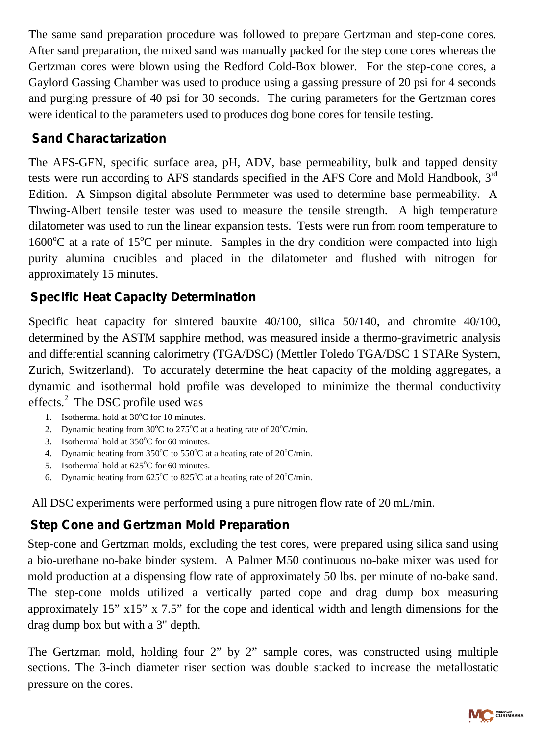The same sand preparation procedure was followed to prepare Gertzman and step-cone cores. After sand preparation, the mixed sand was manually packed for the step cone cores whereas the Gertzman cores were blown using the Redford Cold-Box blower. For the step-cone cores, a Gaylord Gassing Chamber was used to produce using a gassing pressure of 20 psi for 4 seconds and purging pressure of 40 psi for 30 seconds. The curing parameters for the Gertzman cores were identical to the parameters used to produces dog bone cores for tensile testing.

## Sand Characterization

The AFS-GFN, specific surface area, pH, ADV, base permeability, bulk and tapped density tests were run according to AFS standards specified in the AFS Core and Mold Handbook, 3rd Edition. A Simpson digital absolute Permmeter was used to determine base permeability. A Thwing-Albert tensile tester was used to measure the tensile strength. A high temperature dilatometer was used to run the linear expansion tests. Tests were run from room temperature to 1600°C at a rate of 15°C per minute. Samples in the dry condition were compacted into high purity alumina crucibles and placed in the dilatometer and flushed with nitrogen for approximately 15 minutes.

## Specific Heat Capacity Determination

Specific heat capacity for sintered bauxite 40/100, silica 50/140, and chromite 40/100, determined by the ASTM sapphire method, was measured inside a thermo-gravimetric analysis and differential scanning calorimetry (TGA/DSC) (Mettler Toledo TGA/DSC 1 STARe System, Zurich, Switzerland). To accurately determine the heat capacity of the molding aggregates, a dynamic and isothermal hold profile was developed to minimize the thermal conductivity effects.[2] The DSC profile used was

1. Isothermal hold at 30°C for 10 minutes.
2. Dynamic heating from 30°C to 275°C at a heating rate of 20°C/min.
3. Isothermal hold at 350°C for 60 minutes.
4. Dynamic heating from 350°C to 550°C at a heating rate of 20°C/min.
5. Isothermal hold at 625°C for 60 minutes.
6. Dynamic heating from 625°C to 825°C at a heating rate of 20°C/min.

All DSC experiments were performed using a pure nitrogen flow rate of 20 mL/min.

## Step Cone and Gertzman Mold Preparation

Step-cone and Gertzman molds, excluding the test cores, were prepared using silica sand using a bio-urethane no-bake binder system. A Palmer M50 continuous no-bake mixer was used for mold production at a dispensing flow rate of approximately 50 lbs. per minute of no-bake sand. The step-cone molds utilized a vertically parted cope and drag dump box measuring approximately 15" x15" x 7.5" for the cope and identical width and length dimensions for the drag dump box but with a 3" depth.

The Gertzman mold, holding four 2" by 2" sample cores, was constructed using multiple sections. The 3-inch diameter riser section was double stacked to increase the metallostatic pressure on the cores.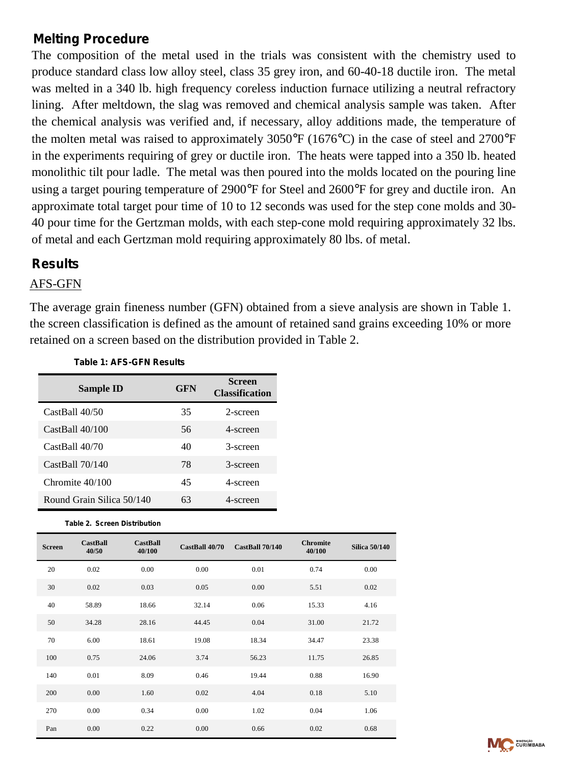## Melting Procedure

The composition of the metal used in the trials was consistent with the chemistry used to produce standard class low alloy steel, class 35 grey iron, and 60-40-18 ductile iron. The metal was melted in a 340 lb. high frequency coreless induction furnace utilizing a neutral refractory lining. After meltdown, the slag was removed and chemical analysis sample was taken. After the chemical analysis was verified and, if necessary, alloy additions made, the temperature of the molten metal was raised to approximately 3050°F (1676°C) in the case of steel and 2700°F in the experiments requiring of grey or ductile iron. The heats were tapped into a 350 lb. heated monolithic tilt pour ladle. The metal was then poured into the molds located on the pouring line using a target pouring temperature of 2900°F for Steel and 2600°F for grey and ductile iron. An approximate total target pour time of 10 to 12 seconds was used for the step cone molds and 30-40 pour time for the Gertzman molds, with each step-cone mold requiring approximately 32 lbs. of metal and each Gertzman mold requiring approximately 80 lbs. of metal.

## Results

AFS-GFN

The average grain fineness number (GFN) obtained from a sieve analysis are shown in Table 1. the screen classification is defined as the amount of retained sand grains exceeding 10% or more retained on a screen based on the distribution provided in Table 2.

**Table 1: AFS-GFN Results**

| Sample ID | GFN | Screen Classification |
|---|---|---|
| CastBall 40/50 | 35 | 2-screen |
| CastBall 40/100 | 56 | 4-screen |
| CastBall 40/70 | 40 | 3-screen |
| CastBall 70/140 | 78 | 3-screen |
| Chromite 40/100 | 45 | 4-screen |
| Round Grain Silica 50/140 | 63 | 4-screen |

**Table 2. Screen Distribution**

| Screen | CastBall 40/50 | CastBall 40/100 | CastBall 40/70 | CastBall 70/140 | Chromite 40/100 | Silica 50/140 |
|---|---|---|---|---|---|---|
| 20 | 0.02 | 0.00 | 0.00 | 0.01 | 0.74 | 0.00 |
| 30 | 0.02 | 0.03 | 0.05 | 0.00 | 5.51 | 0.02 |
| 40 | 58.89 | 18.66 | 32.14 | 0.06 | 15.33 | 4.16 |
| 50 | 34.28 | 28.16 | 44.45 | 0.04 | 31.00 | 21.72 |
| 70 | 6.00 | 18.61 | 19.08 | 18.34 | 34.47 | 23.38 |
| 100 | 0.75 | 24.06 | 3.74 | 56.23 | 11.75 | 26.85 |
| 140 | 0.01 | 8.09 | 0.46 | 19.44 | 0.88 | 16.90 |
| 200 | 0.00 | 1.60 | 0.02 | 4.04 | 0.18 | 5.10 |
| 270 | 0.00 | 0.34 | 0.00 | 1.02 | 0.04 | 1.06 |
| Pan | 0.00 | 0.22 | 0.00 | 0.66 | 0.02 | 0.68 |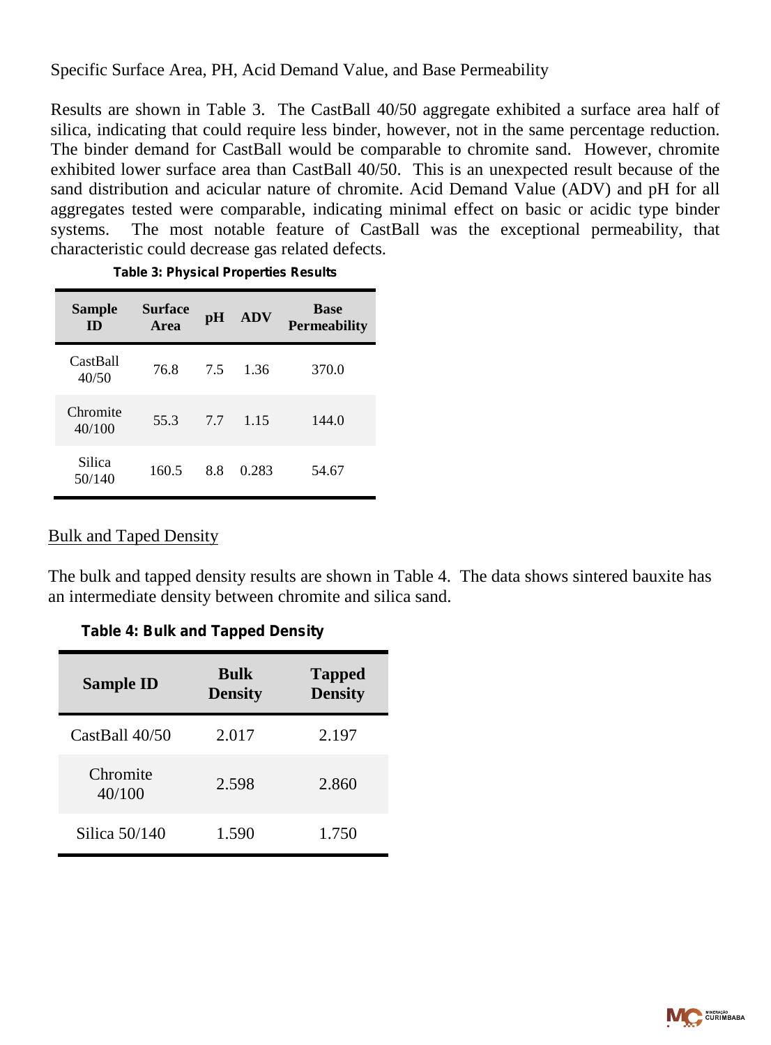Specific Surface Area, PH, Acid Demand Value, and Base Permeability

Results are shown in Table 3. The CastBall 40/50 aggregate exhibited a surface area half of silica, indicating that could require less binder, however, not in the same percentage reduction. The binder demand for CastBall would be comparable to chromite sand. However, chromite exhibited lower surface area than CastBall 40/50. This is an unexpected result because of the sand distribution and acicular nature of chromite. Acid Demand Value (ADV) and pH for all aggregates tested were comparable, indicating minimal effect on basic or acidic type binder systems. The most notable feature of CastBall was the exceptional permeability, that characteristic could decrease gas related defects.

**Table 3: Physical Properties Results**

| Sample ID | Surface Area | pH | ADV | Base Permeability |
|---|---|---|---|---|
| CastBall 40/50 | 76.8 | 7.5 | 1.36 | 370.0 |
| Chromite 40/100 | 55.3 | 7.7 | 1.15 | 144.0 |
| Silica 50/140 | 160.5 | 8.8 | 0.283 | 54.67 |

Bulk and Taped Density

The bulk and tapped density results are shown in Table 4. The data shows sintered bauxite has an intermediate density between chromite and silica sand.

**Table 4: Bulk and Tapped Density**

| Sample ID | Bulk Density | Tapped Density |
|---|---|---|
| CastBall 40/50 | 2.017 | 2.197 |
| Chromite 40/100 | 2.598 | 2.860 |
| Silica 50/140 | 1.590 | 1.750 |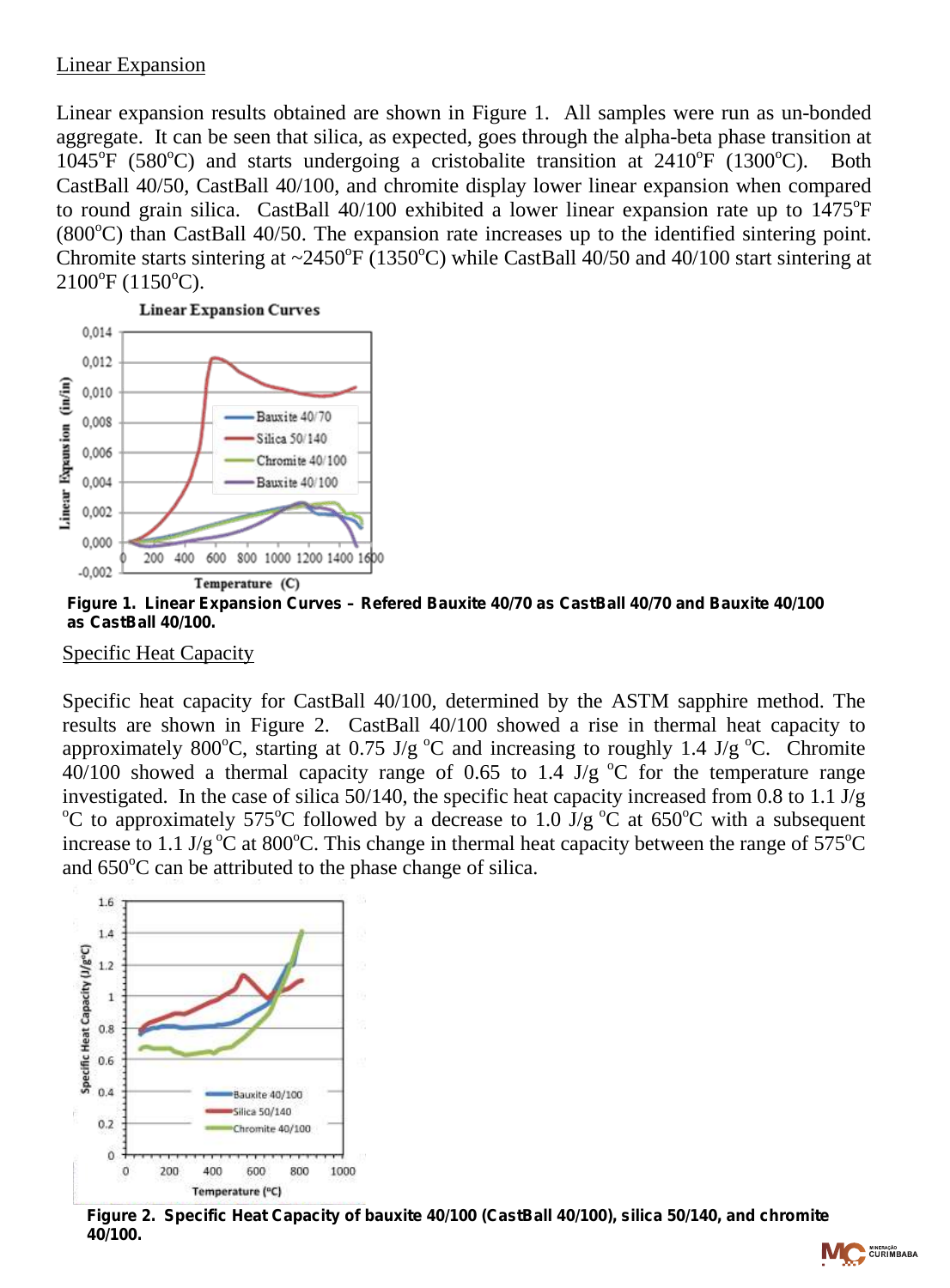## Linear Expansion

Linear expansion results obtained are shown in Figure 1. All samples were run as un-bonded aggregate. It can be seen that silica, as expected, goes through the alpha-beta phase transition at 1045°F (580°C) and starts undergoing a cristobalite transition at 2410°F (1300°C). Both CastBall 40/50, CastBall 40/100, and chromite display lower linear expansion when compared to round grain silica. CastBall 40/100 exhibited a lower linear expansion rate up to 1475°F (800°C) than CastBall 40/50. The expansion rate increases up to the identified sintering point. Chromite starts sintering at ~2450°F (1350°C) while CastBall 40/50 and 40/100 start sintering at 2100°F (1150°C).

**Figure 1. Linear Expansion Curves – Refered Bauxite 40/70 as CastBall 40/70 and Bauxite 40/100 as CastBall 40/100.**

## Specific Heat Capacity

Specific heat capacity for CastBall 40/100, determined by the ASTM sapphire method. The results are shown in Figure 2. CastBall 40/100 showed a rise in thermal heat capacity to approximately 800°C, starting at 0.75 J/g °C and increasing to roughly 1.4 J/g °C. Chromite 40/100 showed a thermal capacity range of 0.65 to 1.4 J/g °C for the temperature range investigated. In the case of silica 50/140, the specific heat capacity increased from 0.8 to 1.1 J/g °C to approximately 575°C followed by a decrease to 1.0 J/g °C at 650°C with a subsequent increase to 1.1 J/g °C at 800°C. This change in thermal heat capacity between the range of 575°C and 650°C can be attributed to the phase change of silica.

**Figure 2. Specific Heat Capacity of bauxite 40/100 (CastBall 40/100), silica 50/140, and chromite 40/100.**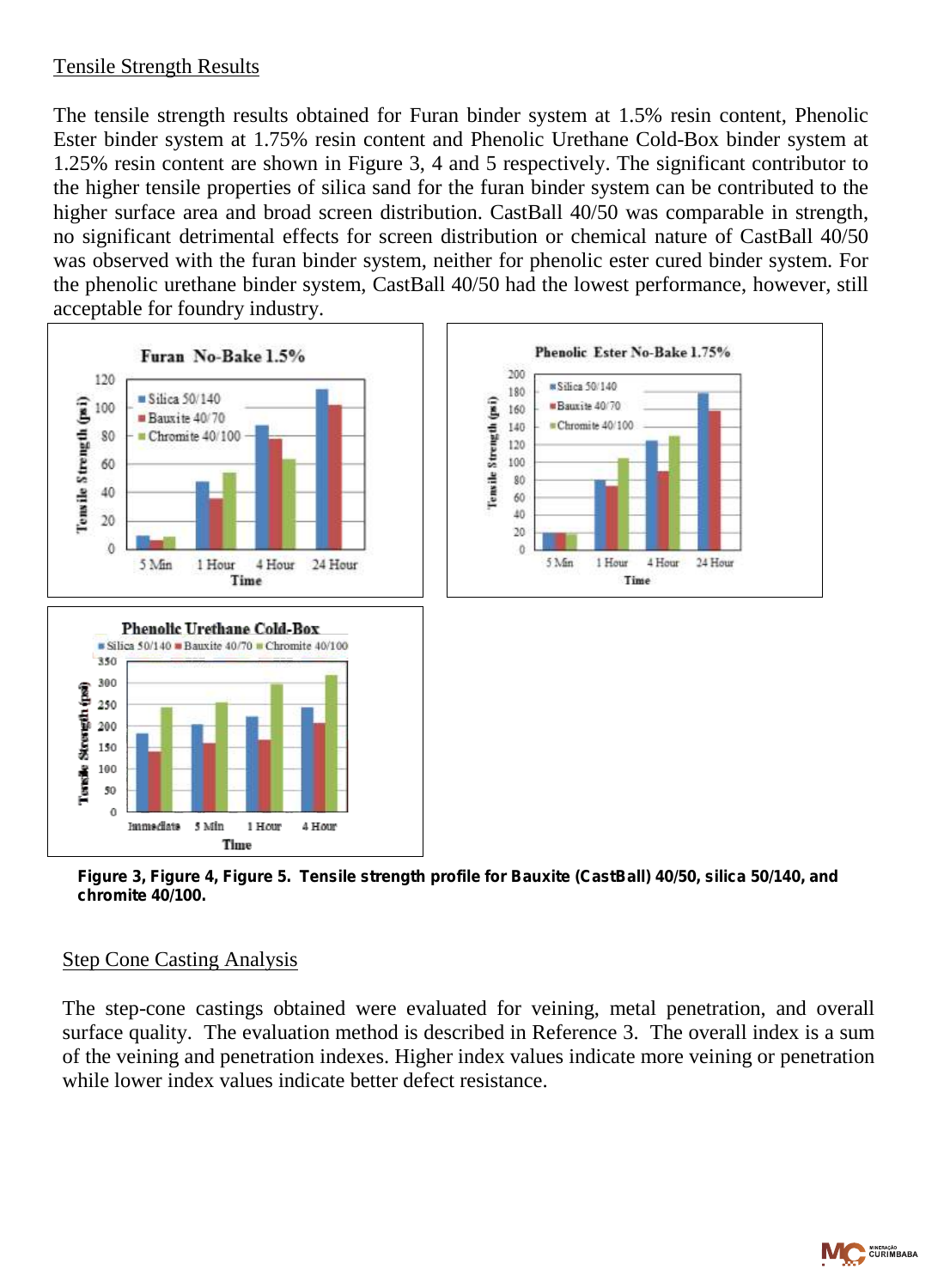## Tensile Strength Results

The tensile strength results obtained for Furan binder system at 1.5% resin content, Phenolic Ester binder system at 1.75% resin content and Phenolic Urethane Cold-Box binder system at 1.25% resin content are shown in Figure 3, 4 and 5 respectively. The significant contributor to the higher tensile properties of silica sand for the furan binder system can be contributed to the higher surface area and broad screen distribution. CastBall 40/50 was comparable in strength, no significant detrimental effects for screen distribution or chemical nature of CastBall 40/50 was observed with the furan binder system, neither for phenolic ester cured binder system. For the phenolic urethane binder system, CastBall 40/50 had the lowest performance, however, still acceptable for foundry industry.

**Figure 3, Figure 4, Figure 5. Tensile strength profile for Bauxite (CastBall) 40/50, silica 50/140, and chromite 40/100.**

## Step Cone Casting Analysis

The step-cone castings obtained were evaluated for veining, metal penetration, and overall surface quality. The evaluation method is described in Reference 3. The overall index is a sum of the veining and penetration indexes. Higher index values indicate more veining or penetration while lower index values indicate better defect resistance.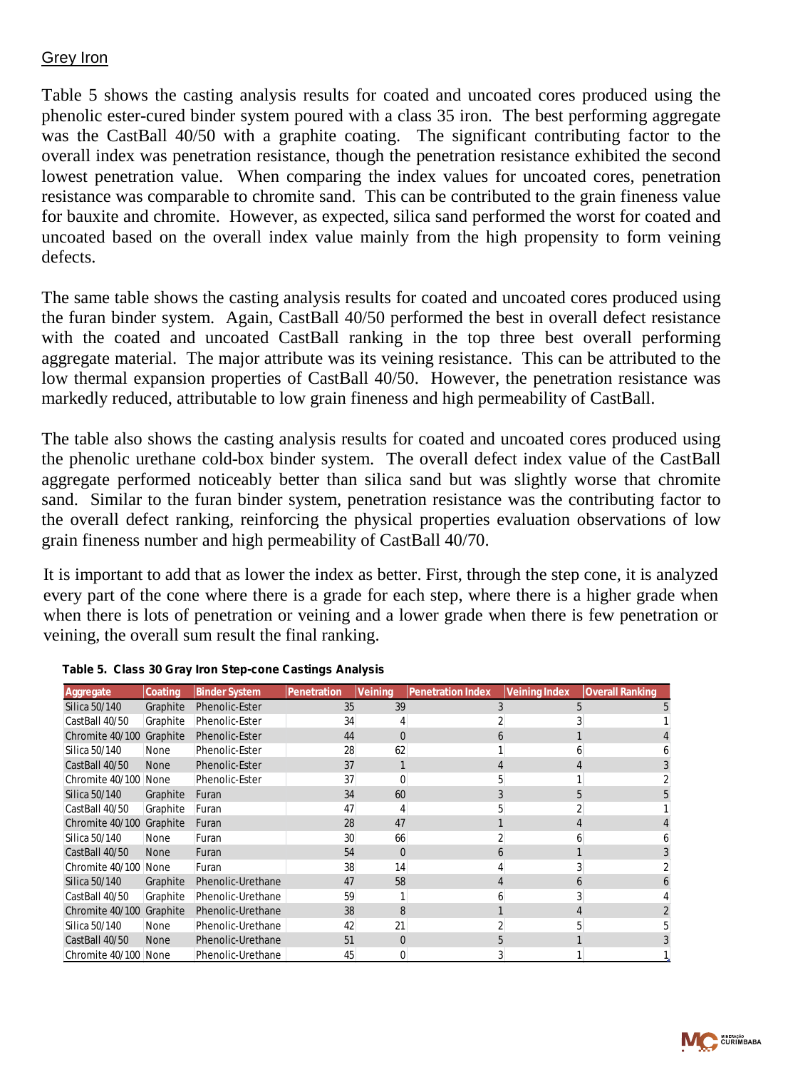Grey Iron

Table 5 shows the casting analysis results for coated and uncoated cores produced using the phenolic ester-cured binder system poured with a class 35 iron. The best performing aggregate was the CastBall 40/50 with a graphite coating. The significant contributing factor to the overall index was penetration resistance, though the penetration resistance exhibited the second lowest penetration value. When comparing the index values for uncoated cores, penetration resistance was comparable to chromite sand. This can be contributed to the grain fineness value for bauxite and chromite. However, as expected, silica sand performed the worst for coated and uncoated based on the overall index value mainly from the high propensity to form veining defects.

The same table shows the casting analysis results for coated and uncoated cores produced using the furan binder system. Again, CastBall 40/50 performed the best in overall defect resistance with the coated and uncoated CastBall ranking in the top three best overall performing aggregate material. The major attribute was its veining resistance. This can be attributed to the low thermal expansion properties of CastBall 40/50. However, the penetration resistance was markedly reduced, attributable to low grain fineness and high permeability of CastBall.

The table also shows the casting analysis results for coated and uncoated cores produced using the phenolic urethane cold-box binder system. The overall defect index value of the CastBall aggregate performed noticeably better than silica sand but was slightly worse that chromite sand. Similar to the furan binder system, penetration resistance was the contributing factor to the overall defect ranking, reinforcing the physical properties evaluation observations of low grain fineness number and high permeability of CastBall 40/70.

It is important to add that as lower the index as better. First, through the step cone, it is analyzed every part of the cone where there is a grade for each step, where there is a higher grade when when there is lots of penetration or veining and a lower grade when there is few penetration or veining, the overall sum result the final ranking.

**Table 5. Class 30 Gray Iron Step-cone Castings Analysis**

| Aggregate | Coating | Binder System | Penetration | Veining | Penetration Index | Veining Index | Overall Ranking |
|---|---|---|---|---|---|---|---|
| Silica 50/140 | Graphite | Phenolic-Ester | 35 | 39 | 3 | 5 | 5 |
| CastBall 40/50 | Graphite | Phenolic-Ester | 34 | 4 | 2 | 3 | 1 |
| Chromite 40/100 | Graphite | Phenolic-Ester | 44 | 0 | 6 | 1 | 4 |
| Silica 50/140 | None | Phenolic-Ester | 28 | 62 | 1 | 6 | 6 |
| CastBall 40/50 | None | Phenolic-Ester | 37 | 1 | 4 | 4 | 3 |
| Chromite 40/100 | None | Phenolic-Ester | 37 | 0 | 5 | 1 | 2 |
| Silica 50/140 | Graphite | Furan | 34 | 60 | 3 | 5 | 5 |
| CastBall 40/50 | Graphite | Furan | 47 | 4 | 5 | 2 | 1 |
| Chromite 40/100 | Graphite | Furan | 28 | 47 | 1 | 4 | 4 |
| Silica 50/140 | None | Furan | 30 | 66 | 2 | 6 | 6 |
| CastBall 40/50 | None | Furan | 54 | 0 | 6 | 1 | 3 |
| Chromite 40/100 | None | Furan | 38 | 14 | 4 | 3 | 2 |
| Silica 50/140 | Graphite | Phenolic-Urethane | 47 | 58 | 4 | 6 | 6 |
| CastBall 40/50 | Graphite | Phenolic-Urethane | 59 | 1 | 6 | 3 | 4 |
| Chromite 40/100 | Graphite | Phenolic-Urethane | 38 | 8 | 1 | 4 | 2 |
| Silica 50/140 | None | Phenolic-Urethane | 42 | 21 | 2 | 5 | 5 |
| CastBall 40/50 | None | Phenolic-Urethane | 51 | 0 | 5 | 1 | 3 |
| Chromite 40/100 | None | Phenolic-Urethane | 45 | 0 | 3 | 1 | 1 |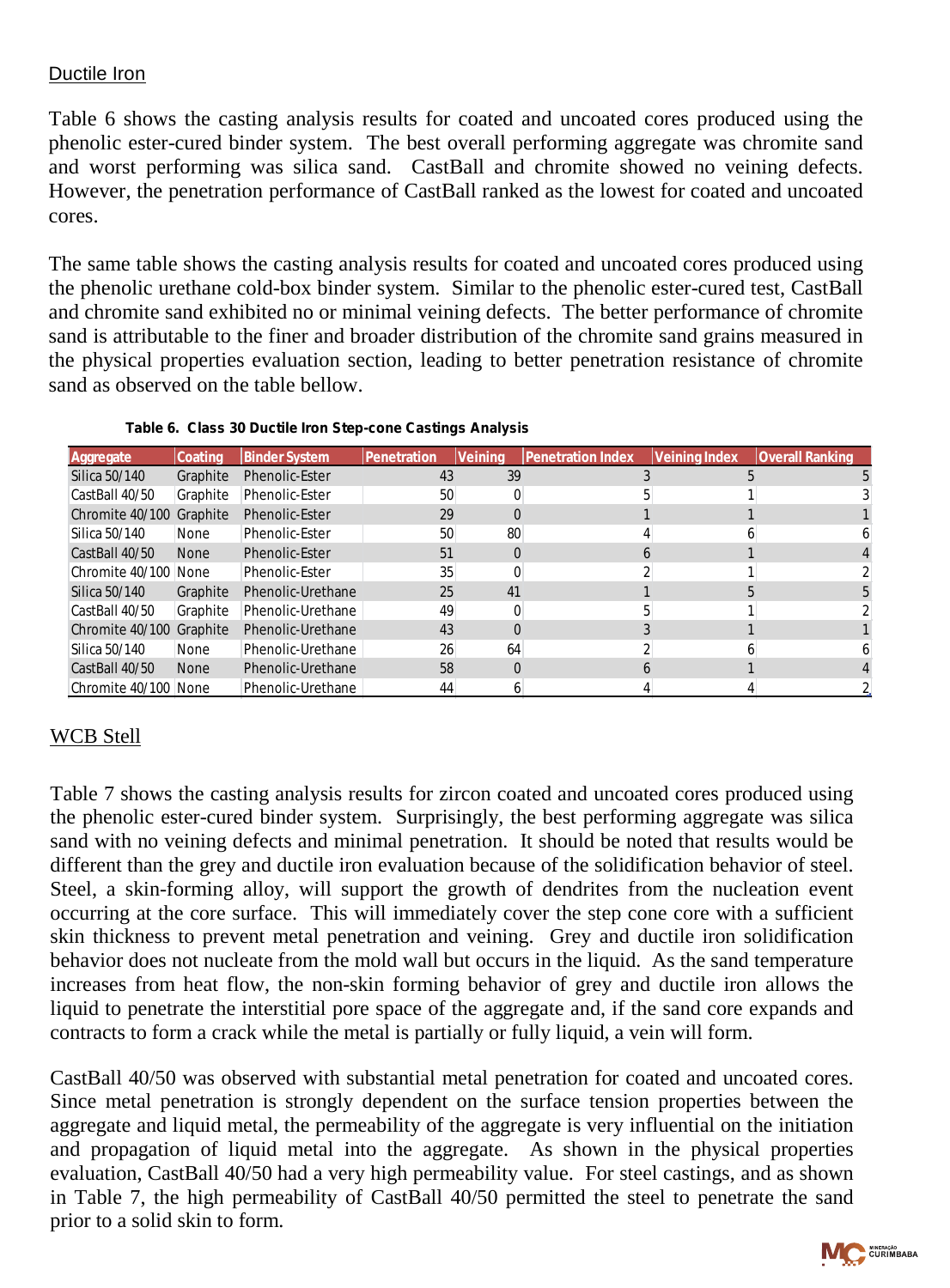## Ductile Iron

Table 6 shows the casting analysis results for coated and uncoated cores produced using the phenolic ester-cured binder system. The best overall performing aggregate was chromite sand and worst performing was silica sand. CastBall and chromite showed no veining defects. However, the penetration performance of CastBall ranked as the lowest for coated and uncoated cores.

The same table shows the casting analysis results for coated and uncoated cores produced using the phenolic urethane cold-box binder system. Similar to the phenolic ester-cured test, CastBall and chromite sand exhibited no or minimal veining defects. The better performance of chromite sand is attributable to the finer and broader distribution of the chromite sand grains measured in the physical properties evaluation section, leading to better penetration resistance of chromite sand as observed on the table bellow.

**Table 6. Class 30 Ductile Iron Step-cone Castings Analysis**

| Aggregate | Coating | Binder System | Penetration | Veining | Penetration Index | Veining Index | Overall Ranking |
|---|---|---|---|---|---|---|---|
| Silica 50/140 | Graphite | Phenolic-Ester | 43 | 39 | 3 | 5 | 5 |
| CastBall 40/50 | Graphite | Phenolic-Ester | 50 | 0 | 5 | 1 | 3 |
| Chromite 40/100 | Graphite | Phenolic-Ester | 29 | 0 | 1 | 1 | 1 |
| Silica 50/140 | None | Phenolic-Ester | 50 | 80 | 4 | 6 | 6 |
| CastBall 40/50 | None | Phenolic-Ester | 51 | 0 | 6 | 1 | 4 |
| Chromite 40/100 | None | Phenolic-Ester | 35 | 0 | 2 | 1 | 2 |
| Silica 50/140 | Graphite | Phenolic-Urethane | 25 | 41 | 1 | 5 | 5 |
| CastBall 40/50 | Graphite | Phenolic-Urethane | 49 | 0 | 5 | 1 | 2 |
| Chromite 40/100 | Graphite | Phenolic-Urethane | 43 | 0 | 3 | 1 | 1 |
| Silica 50/140 | None | Phenolic-Urethane | 26 | 64 | 2 | 6 | 6 |
| CastBall 40/50 | None | Phenolic-Urethane | 58 | 0 | 6 | 1 | 4 |
| Chromite 40/100 | None | Phenolic-Urethane | 44 | 6 | 4 | 4 | 2 |

## WCB Stell

Table 7 shows the casting analysis results for zircon coated and uncoated cores produced using the phenolic ester-cured binder system. Surprisingly, the best performing aggregate was silica sand with no veining defects and minimal penetration. It should be noted that results would be different than the grey and ductile iron evaluation because of the solidification behavior of steel. Steel, a skin-forming alloy, will support the growth of dendrites from the nucleation event occurring at the core surface. This will immediately cover the step cone core with a sufficient skin thickness to prevent metal penetration and veining. Grey and ductile iron solidification behavior does not nucleate from the mold wall but occurs in the liquid. As the sand temperature increases from heat flow, the non-skin forming behavior of grey and ductile iron allows the liquid to penetrate the interstitial pore space of the aggregate and, if the sand core expands and contracts to form a crack while the metal is partially or fully liquid, a vein will form.

CastBall 40/50 was observed with substantial metal penetration for coated and uncoated cores. Since metal penetration is strongly dependent on the surface tension properties between the aggregate and liquid metal, the permeability of the aggregate is very influential on the initiation and propagation of liquid metal into the aggregate. As shown in the physical properties evaluation, CastBall 40/50 had a very high permeability value. For steel castings, and as shown in Table 7, the high permeability of CastBall 40/50 permitted the steel to penetrate the sand prior to a solid skin to form.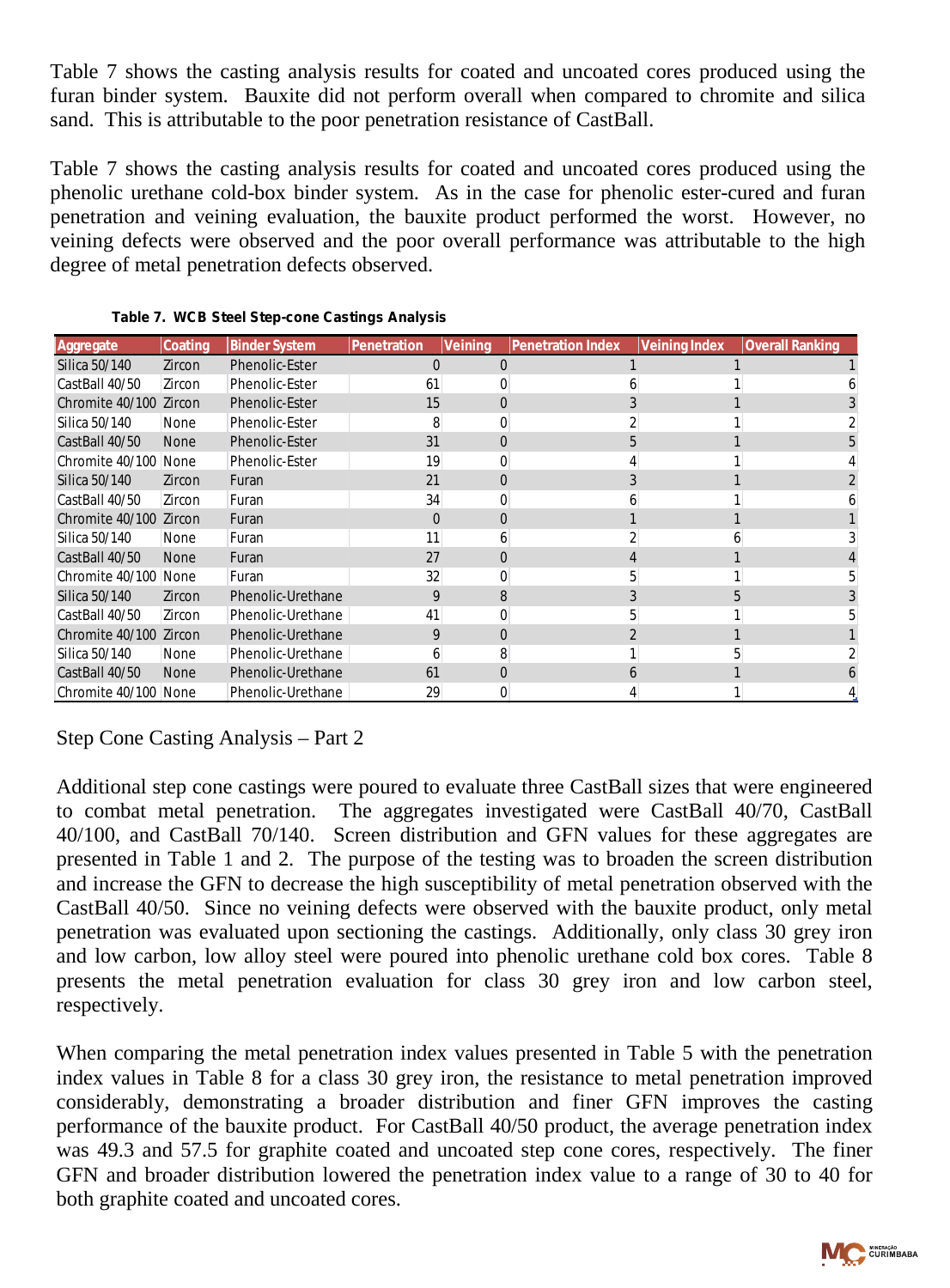Table 7 shows the casting analysis results for coated and uncoated cores produced using the furan binder system. Bauxite did not perform overall when compared to chromite and silica sand. This is attributable to the poor penetration resistance of CastBall.

Table 7 shows the casting analysis results for coated and uncoated cores produced using the phenolic urethane cold-box binder system. As in the case for phenolic ester-cured and furan penetration and veining evaluation, the bauxite product performed the worst. However, no veining defects were observed and the poor overall performance was attributable to the high degree of metal penetration defects observed.

**Table 7. WCB Steel Step-cone Castings Analysis**

| Aggregate | Coating | Binder System | Penetration | Veining | Penetration Index | Veining Index | Overall Ranking |
|---|---|---|---|---|---|---|---|
| Silica 50/140 | Zircon | Phenolic-Ester | 0 | 0 | 1 | 1 | 1 |
| CastBall 40/50 | Zircon | Phenolic-Ester | 61 | 0 | 6 | 1 | 6 |
| Chromite 40/100 | Zircon | Phenolic-Ester | 15 | 0 | 3 | 1 | 3 |
| Silica 50/140 | None | Phenolic-Ester | 8 | 0 | 2 | 1 | 2 |
| CastBall 40/50 | None | Phenolic-Ester | 31 | 0 | 5 | 1 | 5 |
| Chromite 40/100 | None | Phenolic-Ester | 19 | 0 | 4 | 1 | 4 |
| Silica 50/140 | Zircon | Furan | 21 | 0 | 3 | 1 | 2 |
| CastBall 40/50 | Zircon | Furan | 34 | 0 | 6 | 1 | 6 |
| Chromite 40/100 | Zircon | Furan | 0 | 0 | 1 | 1 | 1 |
| Silica 50/140 | None | Furan | 11 | 6 | 2 | 6 | 3 |
| CastBall 40/50 | None | Furan | 27 | 0 | 4 | 1 | 4 |
| Chromite 40/100 | None | Furan | 32 | 0 | 5 | 1 | 5 |
| Silica 50/140 | Zircon | Phenolic-Urethane | 9 | 8 | 3 | 5 | 3 |
| CastBall 40/50 | Zircon | Phenolic-Urethane | 41 | 0 | 5 | 1 | 5 |
| Chromite 40/100 | Zircon | Phenolic-Urethane | 9 | 0 | 2 | 1 | 1 |
| Silica 50/140 | None | Phenolic-Urethane | 6 | 8 | 1 | 5 | 2 |
| CastBall 40/50 | None | Phenolic-Urethane | 61 | 0 | 6 | 1 | 6 |
| Chromite 40/100 | None | Phenolic-Urethane | 29 | 0 | 4 | 1 | 4 |

Step Cone Casting Analysis – Part 2

Additional step cone castings were poured to evaluate three CastBall sizes that were engineered to combat metal penetration. The aggregates investigated were CastBall 40/70, CastBall 40/100, and CastBall 70/140. Screen distribution and GFN values for these aggregates are presented in Table 1 and 2. The purpose of the testing was to broaden the screen distribution and increase the GFN to decrease the high susceptibility of metal penetration observed with the CastBall 40/50. Since no veining defects were observed with the bauxite product, only metal penetration was evaluated upon sectioning the castings. Additionally, only class 30 grey iron and low carbon, low alloy steel were poured into phenolic urethane cold box cores. Table 8 presents the metal penetration evaluation for class 30 grey iron and low carbon steel, respectively.

When comparing the metal penetration index values presented in Table 5 with the penetration index values in Table 8 for a class 30 grey iron, the resistance to metal penetration improved considerably, demonstrating a broader distribution and finer GFN improves the casting performance of the bauxite product. For CastBall 40/50 product, the average penetration index was 49.3 and 57.5 for graphite coated and uncoated step cone cores, respectively. The finer GFN and broader distribution lowered the penetration index value to a range of 30 to 40 for both graphite coated and uncoated cores.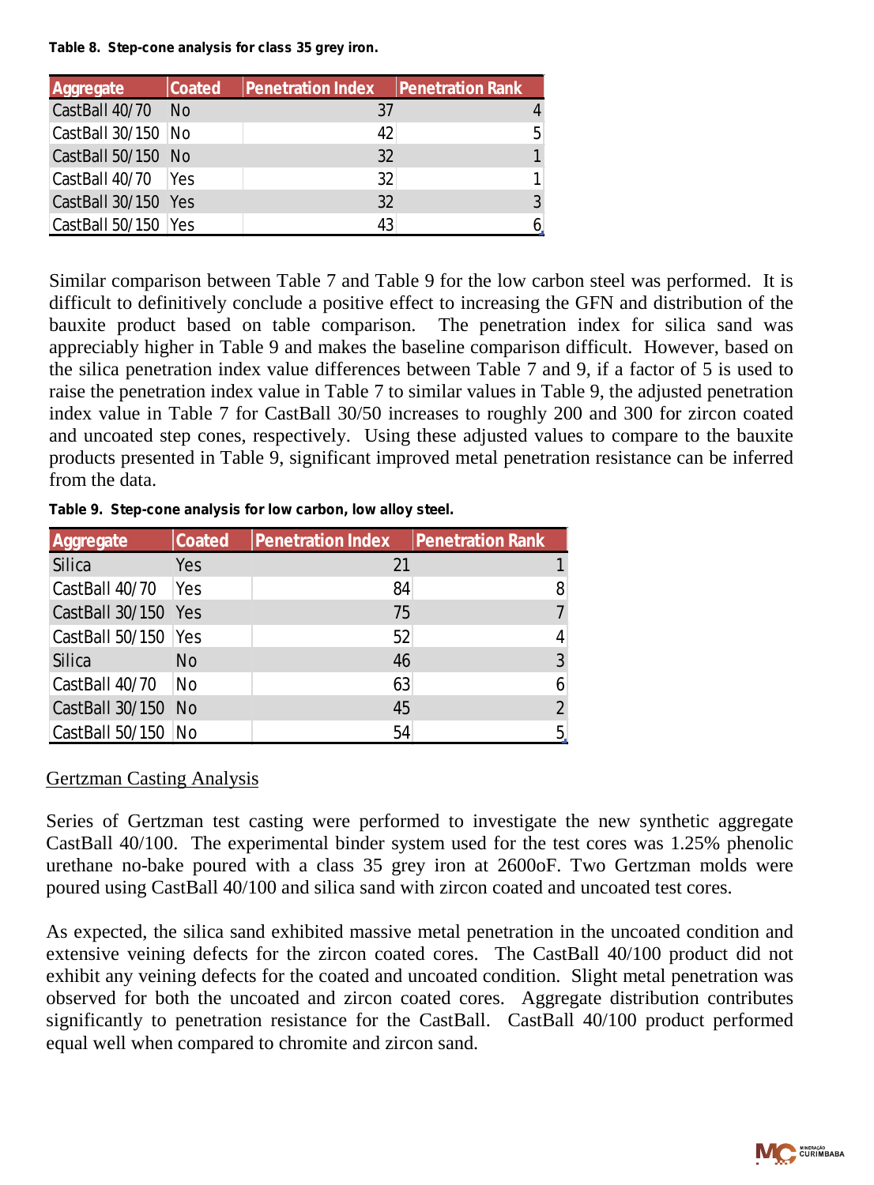**Table 8. Step-cone analysis for class 35 grey iron.**

| Aggregate | Coated | Penetration Index | Penetration Rank |
|---|---|---|---|
| CastBall 40/70 | No | 37 | 4 |
| CastBall 30/150 | No | 42 | 5 |
| CastBall 50/150 | No | 32 | 1 |
| CastBall 40/70 | Yes | 32 | 1 |
| CastBall 30/150 | Yes | 32 | 3 |
| CastBall 50/150 | Yes | 43 | 6 |

Similar comparison between Table 7 and Table 9 for the low carbon steel was performed. It is difficult to definitively conclude a positive effect to increasing the GFN and distribution of the bauxite product based on table comparison. The penetration index for silica sand was appreciably higher in Table 9 and makes the baseline comparison difficult. However, based on the silica penetration index value differences between Table 7 and 9, if a factor of 5 is used to raise the penetration index value in Table 7 to similar values in Table 9, the adjusted penetration index value in Table 7 for CastBall 30/50 increases to roughly 200 and 300 for zircon coated and uncoated step cones, respectively. Using these adjusted values to compare to the bauxite products presented in Table 9, significant improved metal penetration resistance can be inferred from the data.

**Table 9. Step-cone analysis for low carbon, low alloy steel.**

| Aggregate | Coated | Penetration Index | Penetration Rank |
|---|---|---|---|
| Silica | Yes | 21 | 1 |
| CastBall 40/70 | Yes | 84 | 8 |
| CastBall 30/150 | Yes | 75 | 7 |
| CastBall 50/150 | Yes | 52 | 4 |
| Silica | No | 46 | 3 |
| CastBall 40/70 | No | 63 | 6 |
| CastBall 30/150 | No | 45 | 2 |
| CastBall 50/150 | No | 54 | 5 |

<u>Gertzman Casting Analysis</u>

Series of Gertzman test casting were performed to investigate the new synthetic aggregate CastBall 40/100. The experimental binder system used for the test cores was 1.25% phenolic urethane no-bake poured with a class 35 grey iron at 2600oF. Two Gertzman molds were poured using CastBall 40/100 and silica sand with zircon coated and uncoated test cores.

As expected, the silica sand exhibited massive metal penetration in the uncoated condition and extensive veining defects for the zircon coated cores. The CastBall 40/100 product did not exhibit any veining defects for the coated and uncoated condition. Slight metal penetration was observed for both the uncoated and zircon coated cores. Aggregate distribution contributes significantly to penetration resistance for the CastBall. CastBall 40/100 product performed equal well when compared to chromite and zircon sand.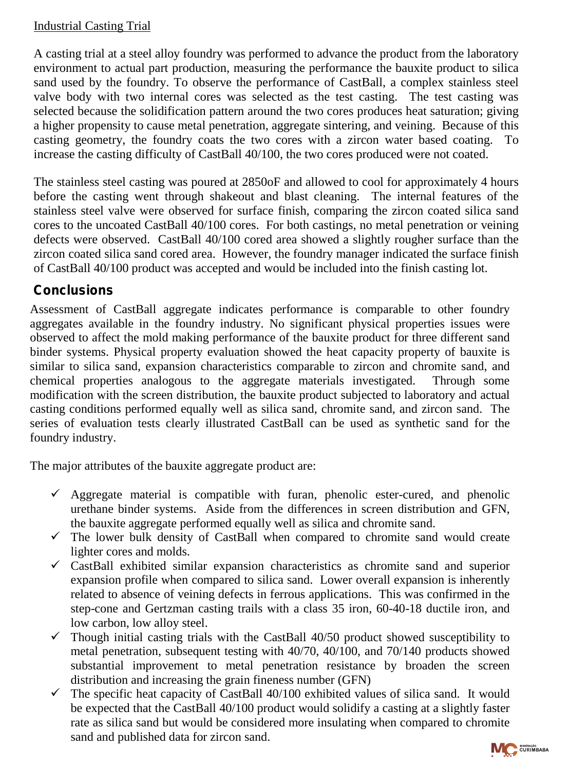Industrial Casting Trial

A casting trial at a steel alloy foundry was performed to advance the product from the laboratory environment to actual part production, measuring the performance the bauxite product to silica sand used by the foundry. To observe the performance of CastBall, a complex stainless steel valve body with two internal cores was selected as the test casting. The test casting was selected because the solidification pattern around the two cores produces heat saturation; giving a higher propensity to cause metal penetration, aggregate sintering, and veining. Because of this casting geometry, the foundry coats the two cores with a zircon water based coating. To increase the casting difficulty of CastBall 40/100, the two cores produced were not coated.

The stainless steel casting was poured at 2850oF and allowed to cool for approximately 4 hours before the casting went through shakeout and blast cleaning. The internal features of the stainless steel valve were observed for surface finish, comparing the zircon coated silica sand cores to the uncoated CastBall 40/100 cores. For both castings, no metal penetration or veining defects were observed. CastBall 40/100 cored area showed a slightly rougher surface than the zircon coated silica sand cored area. However, the foundry manager indicated the surface finish of CastBall 40/100 product was accepted and would be included into the finish casting lot.

## Conclusions

Assessment of CastBall aggregate indicates performance is comparable to other foundry aggregates available in the foundry industry. No significant physical properties issues were observed to affect the mold making performance of the bauxite product for three different sand binder systems. Physical property evaluation showed the heat capacity property of bauxite is similar to silica sand, expansion characteristics comparable to zircon and chromite sand, and chemical properties analogous to the aggregate materials investigated. Through some modification with the screen distribution, the bauxite product subjected to laboratory and actual casting conditions performed equally well as silica sand, chromite sand, and zircon sand. The series of evaluation tests clearly illustrated CastBall can be used as synthetic sand for the foundry industry.

The major attributes of the bauxite aggregate product are:

- ✓ Aggregate material is compatible with furan, phenolic ester-cured, and phenolic urethane binder systems. Aside from the differences in screen distribution and GFN, the bauxite aggregate performed equally well as silica and chromite sand.
- ✓ The lower bulk density of CastBall when compared to chromite sand would create lighter cores and molds.
- ✓ CastBall exhibited similar expansion characteristics as chromite sand and superior expansion profile when compared to silica sand. Lower overall expansion is inherently related to absence of veining defects in ferrous applications. This was confirmed in the step-cone and Gertzman casting trails with a class 35 iron, 60-40-18 ductile iron, and low carbon, low alloy steel.
- ✓ Though initial casting trials with the CastBall 40/50 product showed susceptibility to metal penetration, subsequent testing with 40/70, 40/100, and 70/140 products showed substantial improvement to metal penetration resistance by broaden the screen distribution and increasing the grain fineness number (GFN)
- ✓ The specific heat capacity of CastBall 40/100 exhibited values of silica sand. It would be expected that the CastBall 40/100 product would solidify a casting at a slightly faster rate as silica sand but would be considered more insulating when compared to chromite sand and published data for zircon sand.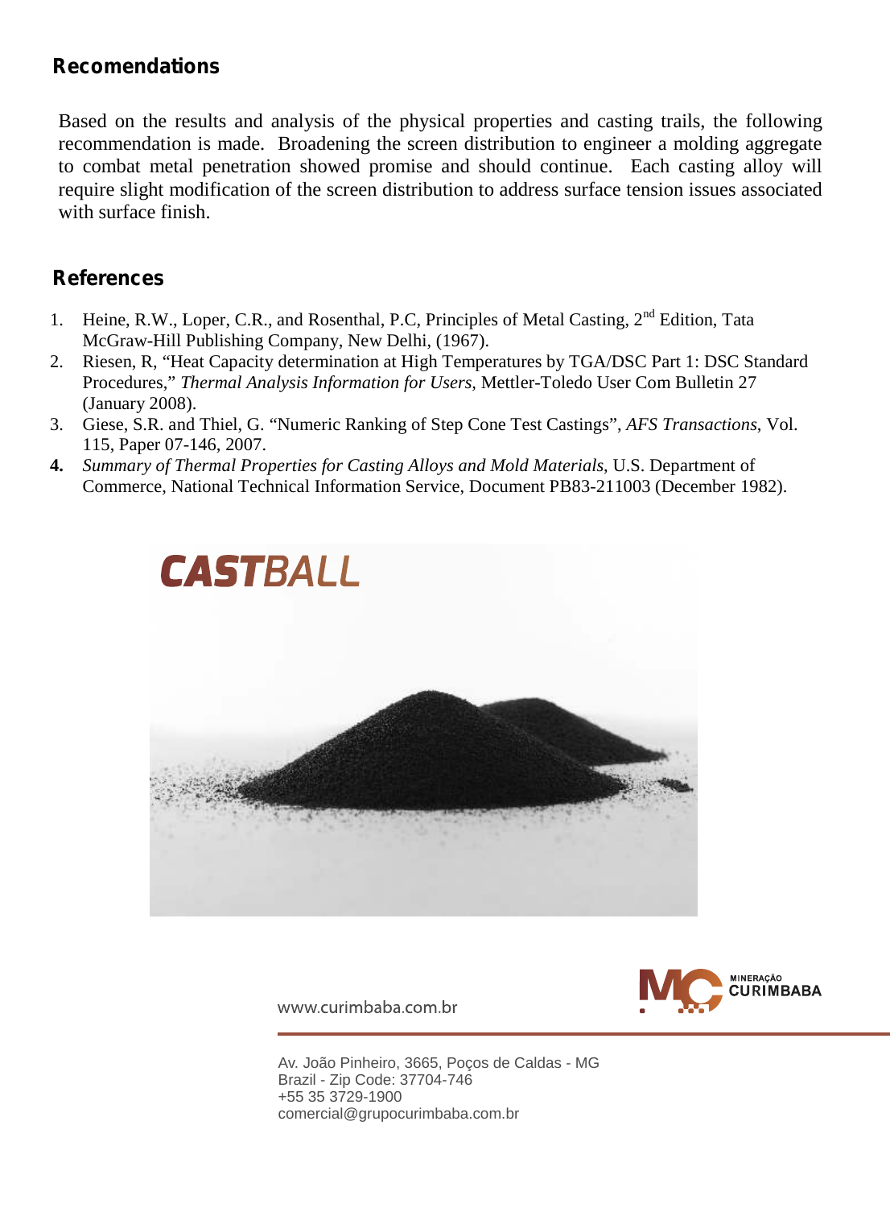## Recomendations

Based on the results and analysis of the physical properties and casting trails, the following recommendation is made. Broadening the screen distribution to engineer a molding aggregate to combat metal penetration showed promise and should continue. Each casting alloy will require slight modification of the screen distribution to address surface tension issues associated with surface finish.

## References

1. Heine, R.W., Loper, C.R., and Rosenthal, P.C, Principles of Metal Casting, 2nd Edition, Tata McGraw-Hill Publishing Company, New Delhi, (1967).
2. Riesen, R, "Heat Capacity determination at High Temperatures by TGA/DSC Part 1: DSC Standard Procedures," *Thermal Analysis Information for Users*, Mettler-Toledo User Com Bulletin 27 (January 2008).
3. Giese, S.R. and Thiel, G. "Numeric Ranking of Step Cone Test Castings", *AFS Transactions*, Vol. 115, Paper 07-146, 2007.
4. *Summary of Thermal Properties for Casting Alloys and Mold Materials*, U.S. Department of Commerce, National Technical Information Service, Document PB83-211003 (December 1982).

CASTBALL

www.curimbaba.com.br

MINERAÇÃO CURIMBABA

Av. João Pinheiro, 3665, Poços de Caldas - MG
Brazil - Zip Code: 37704-746
+55 35 3729-1900
comercial@grupocurimbaba.com.br